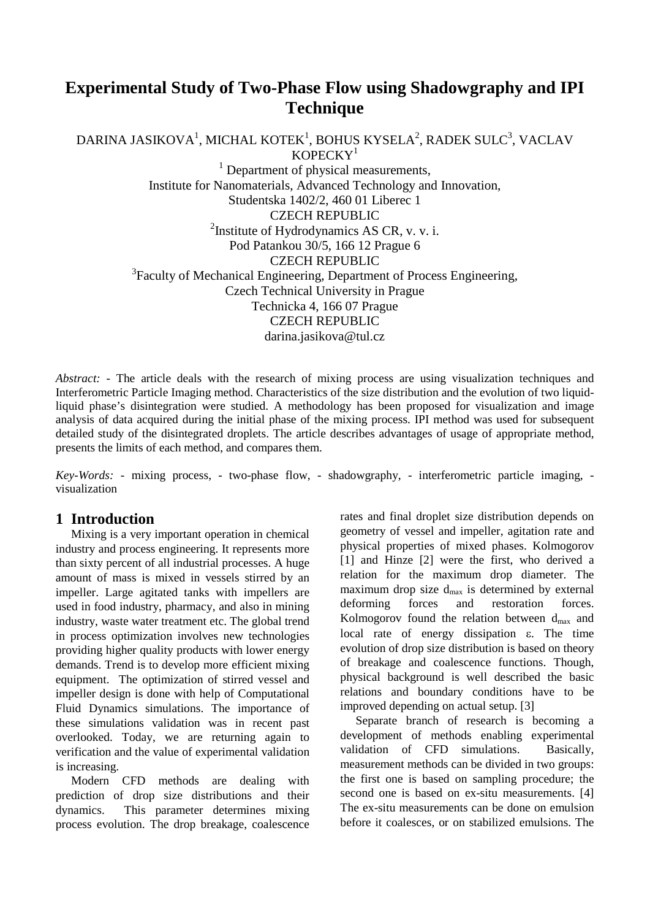# Experimental Study of Two-Phase Flow using Shadowgraphy and IPI Technique

DARINA JASIKOVA[1], MICHAL KOTEK[1], BOHUS KYSELA[2], RADEK SULC[3], VACLAV KOPECKY[1]

[1] Department of physical measurements,
Institute for Nanomaterials, Advanced Technology and Innovation,
Studentska 1402/2, 460 01 Liberec 1
CZECH REPUBLIC

[2]Institute of Hydrodynamics AS CR, v. v. i.
Pod Patankou 30/5, 166 12 Prague 6
CZECH REPUBLIC

[3]Faculty of Mechanical Engineering, Department of Process Engineering,
Czech Technical University in Prague
Technicka 4, 166 07 Prague
CZECH REPUBLIC

darina.jasikova@tul.cz

*Abstract:* - The article deals with the research of mixing process are using visualization techniques and Interferometric Particle Imaging method. Characteristics of the size distribution and the evolution of two liquid-liquid phase's disintegration were studied. A methodology has been proposed for visualization and image analysis of data acquired during the initial phase of the mixing process. IPI method was used for subsequent detailed study of the disintegrated droplets. The article describes advantages of usage of appropriate method, presents the limits of each method, and compares them.

*Key-Words:* - mixing process, - two-phase flow, - shadowgraphy, - interferometric particle imaging, - visualization

## 1 Introduction

Mixing is a very important operation in chemical industry and process engineering. It represents more than sixty percent of all industrial processes. A huge amount of mass is mixed in vessels stirred by an impeller. Large agitated tanks with impellers are used in food industry, pharmacy, and also in mining industry, waste water treatment etc. The global trend in process optimization involves new technologies providing higher quality products with lower energy demands. Trend is to develop more efficient mixing equipment. The optimization of stirred vessel and impeller design is done with help of Computational Fluid Dynamics simulations. The importance of these simulations validation was in recent past overlooked. Today, we are returning again to verification and the value of experimental validation is increasing.

Modern CFD methods are dealing with prediction of drop size distributions and their dynamics. This parameter determines mixing process evolution. The drop breakage, coalescence rates and final droplet size distribution depends on geometry of vessel and impeller, agitation rate and physical properties of mixed phases. Kolmogorov [1] and Hinze [2] were the first, who derived a relation for the maximum drop diameter. The maximum drop size $d_{max}$ is determined by external deforming forces and restoration forces. Kolmogorov found the relation between $d_{max}$ and local rate of energy dissipation $\varepsilon$. The time evolution of drop size distribution is based on theory of breakage and coalescence functions. Though, physical background is well described the basic relations and boundary conditions have to be improved depending on actual setup. [3]

Separate branch of research is becoming a development of methods enabling experimental validation of CFD simulations. Basically, measurement methods can be divided in two groups: the first one is based on sampling procedure; the second one is based on ex-situ measurements. [4] The ex-situ measurements can be done on emulsion before it coalesces, or on stabilized emulsions. The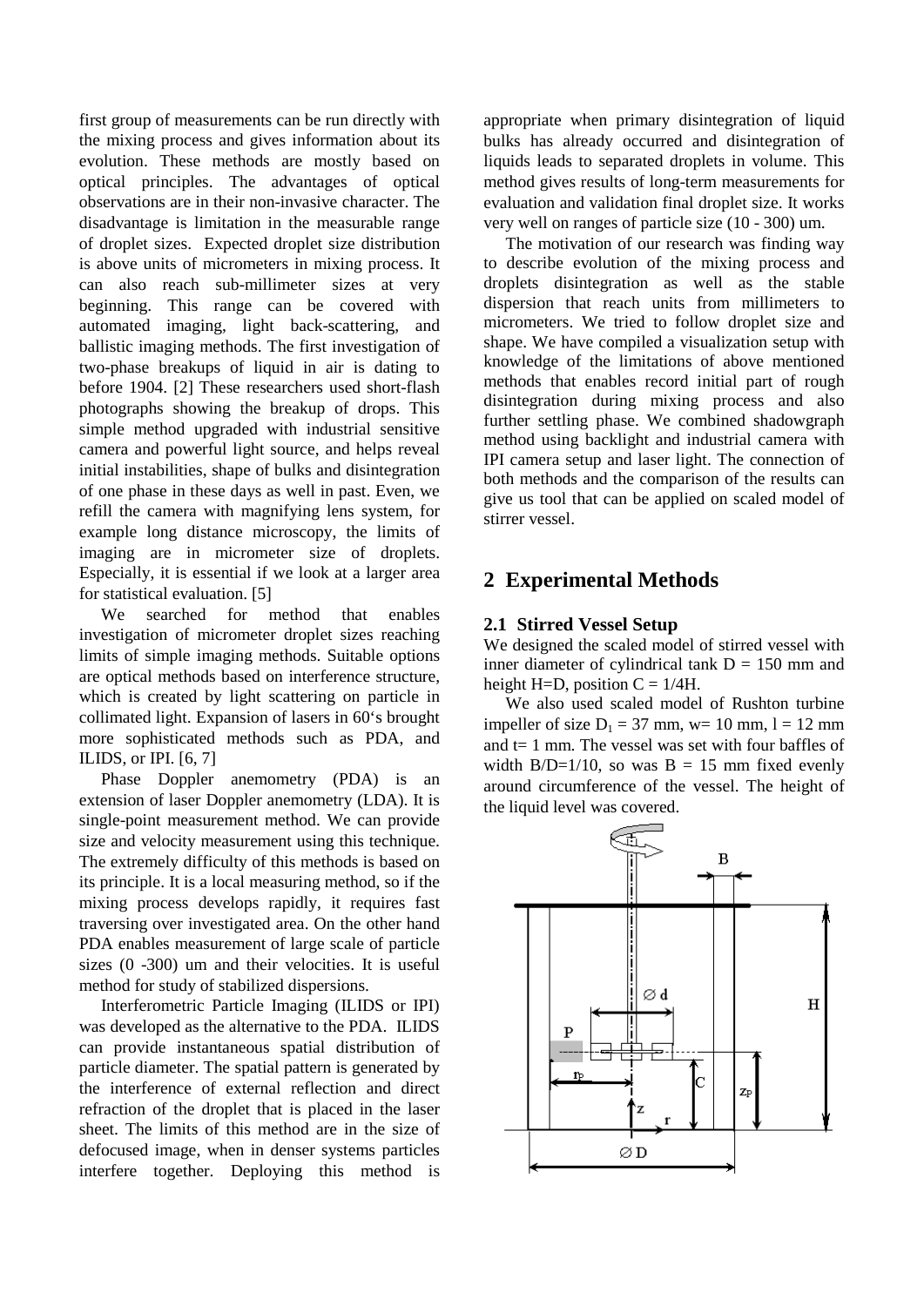first group of measurements can be run directly with the mixing process and gives information about its evolution. These methods are mostly based on optical principles. The advantages of optical observations are in their non-invasive character. The disadvantage is limitation in the measurable range of droplet sizes. Expected droplet size distribution is above units of micrometers in mixing process. It can also reach sub-millimeter sizes at very beginning. This range can be covered with automated imaging, light back-scattering, and ballistic imaging methods. The first investigation of two-phase breakups of liquid in air is dating to before 1904. [2] These researchers used short-flash photographs showing the breakup of drops. This simple method upgraded with industrial sensitive camera and powerful light source, and helps reveal initial instabilities, shape of bulks and disintegration of one phase in these days as well in past. Even, we refill the camera with magnifying lens system, for example long distance microscopy, the limits of imaging are in micrometer size of droplets. Especially, it is essential if we look at a larger area for statistical evaluation. [5]

We searched for method that enables investigation of micrometer droplet sizes reaching limits of simple imaging methods. Suitable options are optical methods based on interference structure, which is created by light scattering on particle in collimated light. Expansion of lasers in 60's brought more sophisticated methods such as PDA, and ILIDS, or IPI. [6, 7]

Phase Doppler anemometry (PDA) is an extension of laser Doppler anemometry (LDA). It is single-point measurement method. We can provide size and velocity measurement using this technique. The extremely difficulty of this methods is based on its principle. It is a local measuring method, so if the mixing process develops rapidly, it requires fast traversing over investigated area. On the other hand PDA enables measurement of large scale of particle sizes (0 -300) um and their velocities. It is useful method for study of stabilized dispersions.

Interferometric Particle Imaging (ILIDS or IPI) was developed as the alternative to the PDA. ILIDS can provide instantaneous spatial distribution of particle diameter. The spatial pattern is generated by the interference of external reflection and direct refraction of the droplet that is placed in the laser sheet. The limits of this method are in the size of defocused image, when in denser systems particles interfere together. Deploying this method is appropriate when primary disintegration of liquid bulks has already occurred and disintegration of liquids leads to separated droplets in volume. This method gives results of long-term measurements for evaluation and validation final droplet size. It works very well on ranges of particle size (10 - 300) um.

The motivation of our research was finding way to describe evolution of the mixing process and droplets disintegration as well as the stable dispersion that reach units from millimeters to micrometers. We tried to follow droplet size and shape. We have compiled a visualization setup with knowledge of the limitations of above mentioned methods that enables record initial part of rough disintegration during mixing process and also further settling phase. We combined shadowgraph method using backlight and industrial camera with IPI camera setup and laser light. The connection of both methods and the comparison of the results can give us tool that can be applied on scaled model of stirrer vessel.

## 2 Experimental Methods

### 2.1 Stirred Vessel Setup

We designed the scaled model of stirred vessel with inner diameter of cylindrical tank $D = 150$ mm and height $H=D$, position $C = 1/4H$.

We also used scaled model of Rushton turbine impeller of size $D_1 = 37$ mm, $w= 10$ mm, $l = 12$ mm and $t= 1$ mm. The vessel was set with four baffles of width $B/D=1/10$, so was $B = 15$ mm fixed evenly around circumference of the vessel. The height of the liquid level was covered.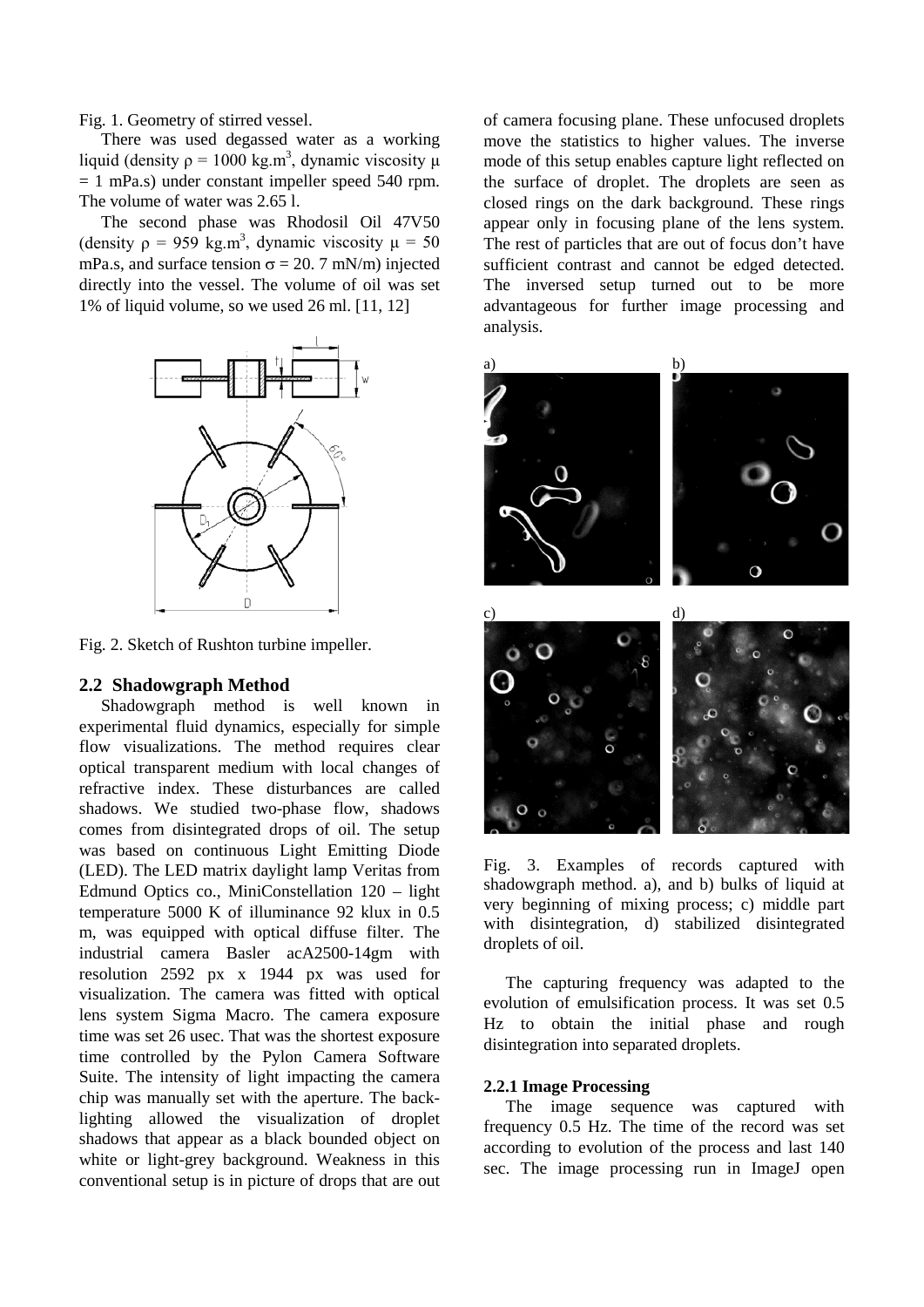Fig. 1. Geometry of stirred vessel.

There was used degassed water as a working liquid (density $\rho = 1000$ kg.m$^3$, dynamic viscosity $\mu = 1$ mPa.s) under constant impeller speed 540 rpm. The volume of water was 2.65 l.

The second phase was Rhodosil Oil 47V50 (density $\rho = 959$ kg.m$^3$, dynamic viscosity $\mu = 50$ mPa.s, and surface tension $\sigma = 20.7$ mN/m) injected directly into the vessel. The volume of oil was set 1% of liquid volume, so we used 26 ml. [11, 12]

Fig. 2. Sketch of Rushton turbine impeller.

## 2.2 Shadowgraph Method

Shadowgraph method is well known in experimental fluid dynamics, especially for simple flow visualizations. The method requires clear optical transparent medium with local changes of refractive index. These disturbances are called shadows. We studied two-phase flow, shadows comes from disintegrated drops of oil. The setup was based on continuous Light Emitting Diode (LED). The LED matrix daylight lamp Veritas from Edmund Optics co., MiniConstellation 120 – light temperature 5000 K of illuminance 92 klux in 0.5 m, was equipped with optical diffuse filter. The industrial camera Basler acA2500-14gm with resolution 2592 px x 1944 px was used for visualization. The camera was fitted with optical lens system Sigma Macro. The camera exposure time was set 26 usec. That was the shortest exposure time controlled by the Pylon Camera Software Suite. The intensity of light impacting the camera chip was manually set with the aperture. The back-lighting allowed the visualization of droplet shadows that appear as a black bounded object on white or light-grey background. Weakness in this conventional setup is in picture of drops that are out of camera focusing plane. These unfocused droplets move the statistics to higher values. The inverse mode of this setup enables capture light reflected on the surface of droplet. The droplets are seen as closed rings on the dark background. These rings appear only in focusing plane of the lens system. The rest of particles that are out of focus don't have sufficient contrast and cannot be edged detected. The inversed setup turned out to be more advantageous for further image processing and analysis.

Fig. 3. Examples of records captured with shadowgraph method. a), and b) bulks of liquid at very beginning of mixing process; c) middle part with disintegration, d) stabilized disintegrated droplets of oil.

The capturing frequency was adapted to the evolution of emulsification process. It was set 0.5 Hz to obtain the initial phase and rough disintegration into separated droplets.

### 2.2.1 Image Processing

The image sequence was captured with frequency 0.5 Hz. The time of the record was set according to evolution of the process and last 140 sec. The image processing run in ImageJ open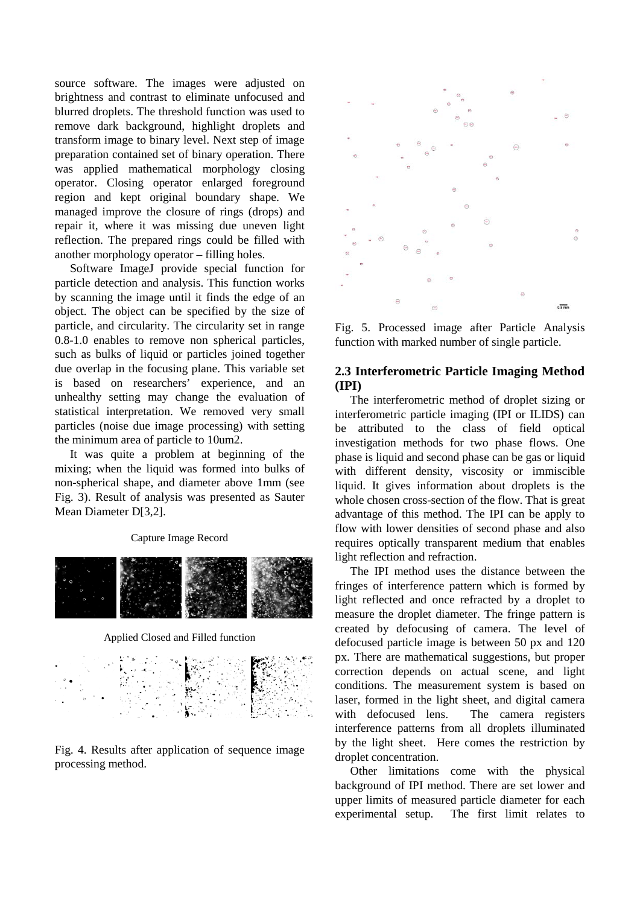source software. The images were adjusted on brightness and contrast to eliminate unfocused and blurred droplets. The threshold function was used to remove dark background, highlight droplets and transform image to binary level. Next step of image preparation contained set of binary operation. There was applied mathematical morphology closing operator. Closing operator enlarged foreground region and kept original boundary shape. We managed improve the closure of rings (drops) and repair it, where it was missing due uneven light reflection. The prepared rings could be filled with another morphology operator – filling holes.

Software ImageJ provide special function for particle detection and analysis. This function works by scanning the image until it finds the edge of an object. The object can be specified by the size of particle, and circularity. The circularity set in range 0.8-1.0 enables to remove non spherical particles, such as bulks of liquid or particles joined together due overlap in the focusing plane. This variable set is based on researchers' experience, and an unhealthy setting may change the evaluation of statistical interpretation. We removed very small particles (noise due image processing) with setting the minimum area of particle to 10um2.

It was quite a problem at beginning of the mixing; when the liquid was formed into bulks of non-spherical shape, and diameter above 1mm (see Fig. 3). Result of analysis was presented as Sauter Mean Diameter D[3,2].

Capture Image Record

Applied Closed and Filled function

Fig. 4. Results after application of sequence image processing method.

Fig. 5. Processed image after Particle Analysis function with marked number of single particle.

### 2.3 Interferometric Particle Imaging Method (IPI)

The interferometric method of droplet sizing or interferometric particle imaging (IPI or ILIDS) can be attributed to the class of field optical investigation methods for two phase flows. One phase is liquid and second phase can be gas or liquid with different density, viscosity or immiscible liquid. It gives information about droplets is the whole chosen cross-section of the flow. That is great advantage of this method. The IPI can be apply to flow with lower densities of second phase and also requires optically transparent medium that enables light reflection and refraction.

The IPI method uses the distance between the fringes of interference pattern which is formed by light reflected and once refracted by a droplet to measure the droplet diameter. The fringe pattern is created by defocusing of camera. The level of defocused particle image is between 50 px and 120 px. There are mathematical suggestions, but proper correction depends on actual scene, and light conditions. The measurement system is based on laser, formed in the light sheet, and digital camera with defocused lens. The camera registers interference patterns from all droplets illuminated by the light sheet. Here comes the restriction by droplet concentration.

Other limitations come with the physical background of IPI method. There are set lower and upper limits of measured particle diameter for each experimental setup. The first limit relates to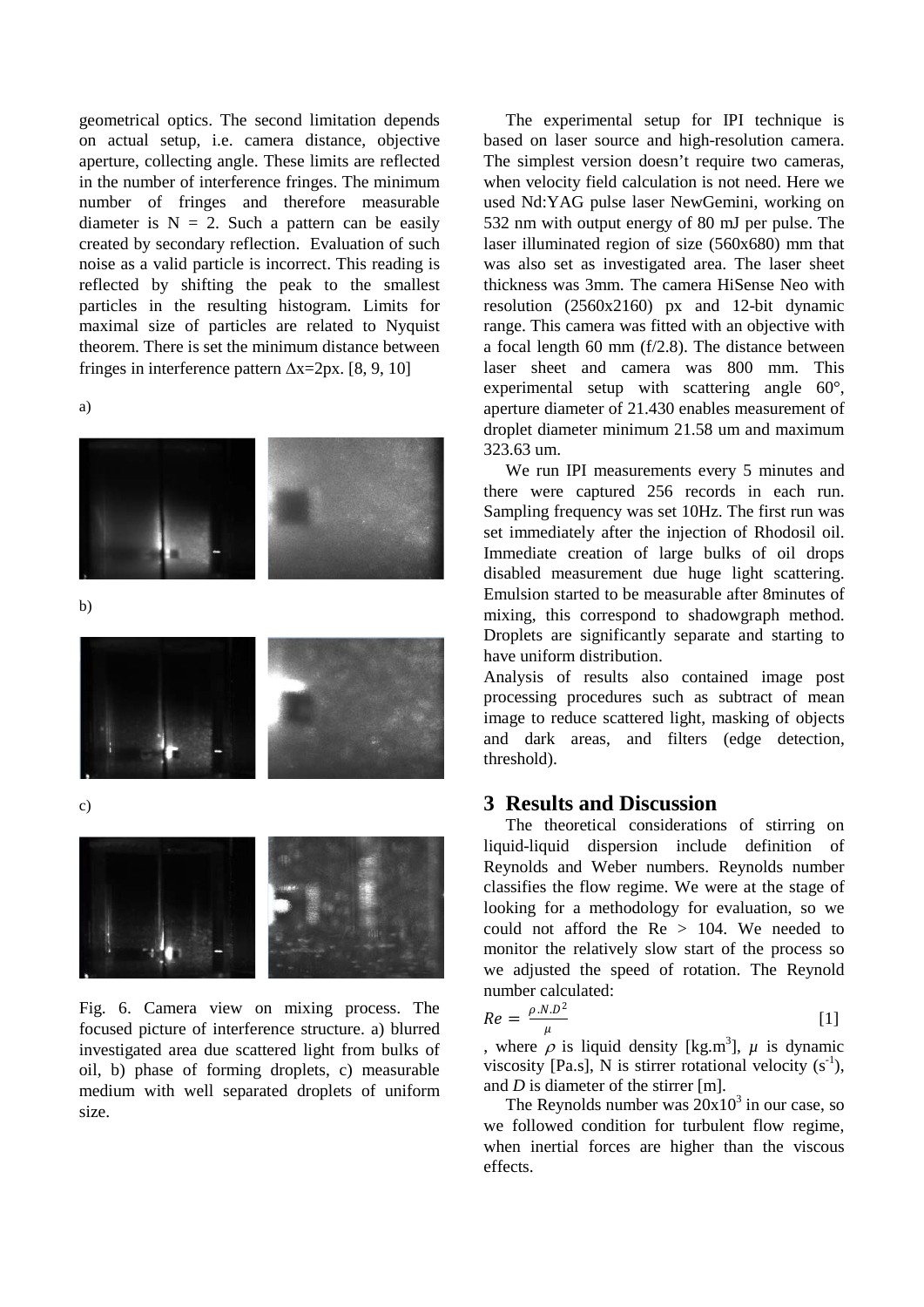geometrical optics. The second limitation depends on actual setup, i.e. camera distance, objective aperture, collecting angle. These limits are reflected in the number of interference fringes. The minimum number of fringes and therefore measurable diameter is N = 2. Such a pattern can be easily created by secondary reflection. Evaluation of such noise as a valid particle is incorrect. This reading is reflected by shifting the peak to the smallest particles in the resulting histogram. Limits for maximal size of particles are related to Nyquist theorem. There is set the minimum distance between fringes in interference pattern $\Delta x$=2px. [8, 9, 10]

a)

b)

c)

Fig. 6. Camera view on mixing process. The focused picture of interference structure. a) blurred investigated area due scattered light from bulks of oil, b) phase of forming droplets, c) measurable medium with well separated droplets of uniform size.

The experimental setup for IPI technique is based on laser source and high-resolution camera. The simplest version doesn't require two cameras, when velocity field calculation is not need. Here we used Nd:YAG pulse laser NewGemini, working on 532 nm with output energy of 80 mJ per pulse. The laser illuminated region of size (560x680) mm that was also set as investigated area. The laser sheet thickness was 3mm. The camera HiSense Neo with resolution (2560x2160) px and 12-bit dynamic range. This camera was fitted with an objective with a focal length 60 mm (f/2.8). The distance between laser sheet and camera was 800 mm. This experimental setup with scattering angle 60°, aperture diameter of 21.430 enables measurement of droplet diameter minimum 21.58 um and maximum 323.63 um.

We run IPI measurements every 5 minutes and there were captured 256 records in each run. Sampling frequency was set 10Hz. The first run was set immediately after the injection of Rhodosil oil. Immediate creation of large bulks of oil drops disabled measurement due huge light scattering. Emulsion started to be measurable after 8minutes of mixing, this correspond to shadowgraph method. Droplets are significantly separate and starting to have uniform distribution.

Analysis of results also contained image post processing procedures such as subtract of mean image to reduce scattered light, masking of objects and dark areas, and filters (edge detection, threshold).

## 3 Results and Discussion

The theoretical considerations of stirring on liquid-liquid dispersion include definition of Reynolds and Weber numbers. Reynolds number classifies the flow regime. We were at the stage of looking for a methodology for evaluation, so we could not afford the Re > 104. We needed to monitor the relatively slow start of the process so we adjusted the speed of rotation. The Reynold number calculated:

$$Re = \frac{\rho . N . D^2}{\mu} \qquad [1]$$

, where $\rho$ is liquid density [kg.m$^3$], $\mu$ is dynamic viscosity [Pa.s], N is stirrer rotational velocity (s$^{-1}$), and *D* is diameter of the stirrer [m].

The Reynolds number was $20 \times 10^3$ in our case, so we followed condition for turbulent flow regime, when inertial forces are higher than the viscous effects.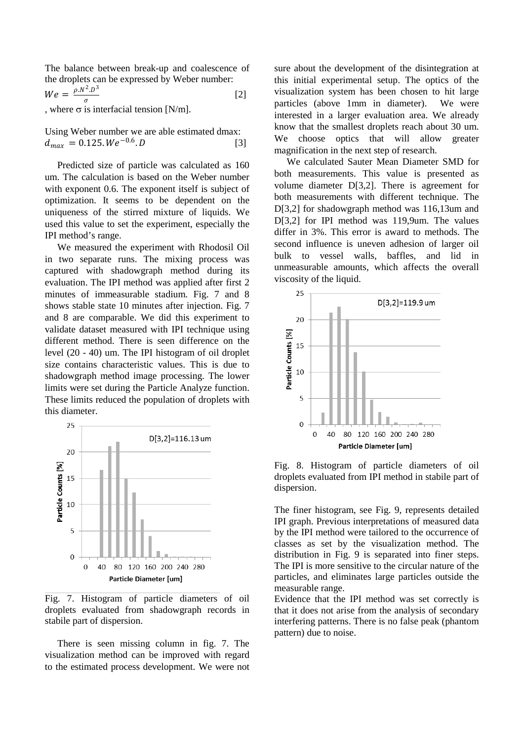The balance between break-up and coalescence of the droplets can be expressed by Weber number:

$$We = \frac{\rho . N^2 . D^3}{\sigma} \quad [2]$$

, where σ is interfacial tension [N/m].

Using Weber number we are able estimated dmax:

$$d_{max} = 0.125 . We^{-0.6} . D \quad [3]$$

Predicted size of particle was calculated as 160 um. The calculation is based on the Weber number with exponent 0.6. The exponent itself is subject of optimization. It seems to be dependent on the uniqueness of the stirred mixture of liquids. We used this value to set the experiment, especially the IPI method's range.

We measured the experiment with Rhodosil Oil in two separate runs. The mixing process was captured with shadowgraph method during its evaluation. The IPI method was applied after first 2 minutes of immeasurable stadium. Fig. 7 and 8 shows stable state 10 minutes after injection. Fig. 7 and 8 are comparable. We did this experiment to validate dataset measured with IPI technique using different method. There is seen difference on the level (20 - 40) um. The IPI histogram of oil droplet size contains characteristic values. This is due to shadowgraph method image processing. The lower limits were set during the Particle Analyze function. These limits reduced the population of droplets with this diameter.

Fig. 7. Histogram of particle diameters of oil droplets evaluated from shadowgraph records in stabile part of dispersion.

There is seen missing column in fig. 7. The visualization method can be improved with regard to the estimated process development. We were not sure about the development of the disintegration at this initial experimental setup. The optics of the visualization system has been chosen to hit large particles (above 1mm in diameter). We were interested in a larger evaluation area. We already know that the smallest droplets reach about 30 um. We choose optics that will allow greater magnification in the next step of research.

We calculated Sauter Mean Diameter SMD for both measurements. This value is presented as volume diameter D[3,2]. There is agreement for both measurements with different technique. The D[3,2] for shadowgraph method was 116,13um and D[3,2] for IPI method was 119,9um. The values differ in 3%. This error is award to methods. The second influence is uneven adhesion of larger oil bulk to vessel walls, baffles, and lid in unmeasurable amounts, which affects the overall viscosity of the liquid.

Fig. 8. Histogram of particle diameters of oil droplets evaluated from IPI method in stabile part of dispersion.

The finer histogram, see Fig. 9, represents detailed IPI graph. Previous interpretations of measured data by the IPI method were tailored to the occurrence of classes as set by the visualization method. The distribution in Fig. 9 is separated into finer steps. The IPI is more sensitive to the circular nature of the particles, and eliminates large particles outside the measurable range.

Evidence that the IPI method was set correctly is that it does not arise from the analysis of secondary interfering patterns. There is no false peak (phantom pattern) due to noise.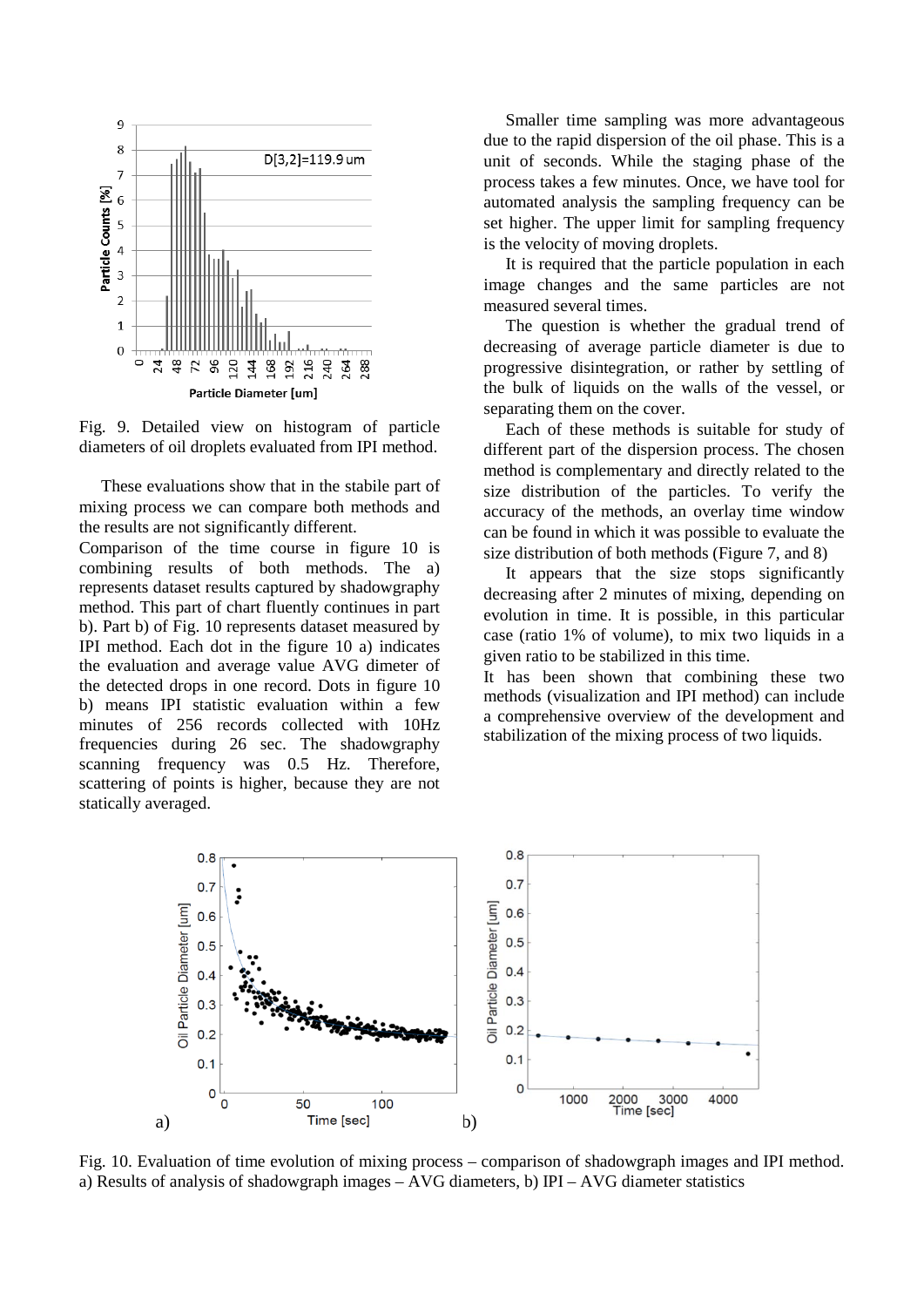Fig. 9. Detailed view on histogram of particle diameters of oil droplets evaluated from IPI method.

These evaluations show that in the stabile part of mixing process we can compare both methods and the results are not significantly different.

Comparison of the time course in figure 10 is combining results of both methods. The a) represents dataset results captured by shadowgraphy method. This part of chart fluently continues in part b). Part b) of Fig. 10 represents dataset measured by IPI method. Each dot in the figure 10 a) indicates the evaluation and average value AVG dimeter of the detected drops in one record. Dots in figure 10 b) means IPI statistic evaluation within a few minutes of 256 records collected with 10Hz frequencies during 26 sec. The shadowgraphy scanning frequency was 0.5 Hz. Therefore, scattering of points is higher, because they are not statically averaged.

Smaller time sampling was more advantageous due to the rapid dispersion of the oil phase. This is a unit of seconds. While the staging phase of the process takes a few minutes. Once, we have tool for automated analysis the sampling frequency can be set higher. The upper limit for sampling frequency is the velocity of moving droplets.

It is required that the particle population in each image changes and the same particles are not measured several times.

The question is whether the gradual trend of decreasing of average particle diameter is due to progressive disintegration, or rather by settling of the bulk of liquids on the walls of the vessel, or separating them on the cover.

Each of these methods is suitable for study of different part of the dispersion process. The chosen method is complementary and directly related to the size distribution of the particles. To verify the accuracy of the methods, an overlay time window can be found in which it was possible to evaluate the size distribution of both methods (Figure 7, and 8)

It appears that the size stops significantly decreasing after 2 minutes of mixing, depending on evolution in time. It is possible, in this particular case (ratio 1% of volume), to mix two liquids in a given ratio to be stabilized in this time.

It has been shown that combining these two methods (visualization and IPI method) can include a comprehensive overview of the development and stabilization of the mixing process of two liquids.

Fig. 10. Evaluation of time evolution of mixing process – comparison of shadowgraph images and IPI method. a) Results of analysis of shadowgraph images – AVG diameters, b) IPI – AVG diameter statistics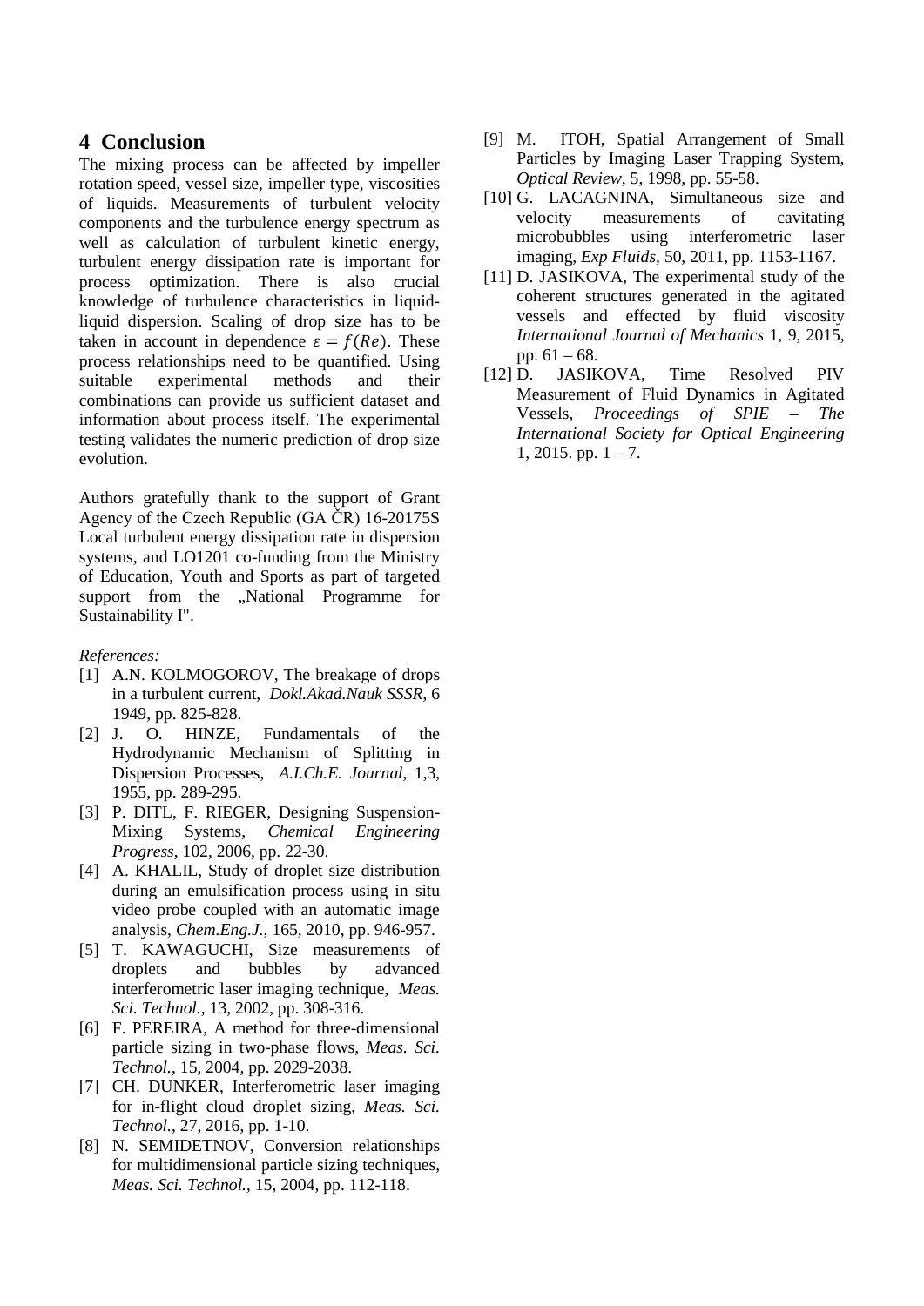## 4 Conclusion

The mixing process can be affected by impeller rotation speed, vessel size, impeller type, viscosities of liquids. Measurements of turbulent velocity components and the turbulence energy spectrum as well as calculation of turbulent kinetic energy, turbulent energy dissipation rate is important for process optimization. There is also crucial knowledge of turbulence characteristics in liquid-liquid dispersion. Scaling of drop size has to be taken in account in dependence $\varepsilon = f(Re)$. These process relationships need to be quantified. Using suitable experimental methods and their combinations can provide us sufficient dataset and information about process itself. The experimental testing validates the numeric prediction of drop size evolution.

Authors gratefully thank to the support of Grant Agency of the Czech Republic (GA ČR) 16-20175S Local turbulent energy dissipation rate in dispersion systems, and LO1201 co-funding from the Ministry of Education, Youth and Sports as part of targeted support from the „National Programme for Sustainability I".

*References:*

[1] A.N. KOLMOGOROV, The breakage of drops in a turbulent current, *Dokl.Akad.Nauk SSSR*, 6 1949, pp. 825-828.

[2] J. O. HINZE, Fundamentals of the Hydrodynamic Mechanism of Splitting in Dispersion Processes, *A.I.Ch.E. Journal*, 1,3, 1955, pp. 289-295.

[3] P. DITL, F. RIEGER, Designing Suspension-Mixing Systems, *Chemical Engineering Progress*, 102, 2006, pp. 22-30.

[4] A. KHALIL, Study of droplet size distribution during an emulsification process using in situ video probe coupled with an automatic image analysis, *Chem.Eng.J.*, 165, 2010, pp. 946-957.

[5] T. KAWAGUCHI, Size measurements of droplets and bubbles by advanced interferometric laser imaging technique, *Meas. Sci. Technol.*, 13, 2002, pp. 308-316.

[6] F. PEREIRA, A method for three-dimensional particle sizing in two-phase flows, *Meas. Sci. Technol.*, 15, 2004, pp. 2029-2038.

[7] CH. DUNKER, Interferometric laser imaging for in-flight cloud droplet sizing, *Meas. Sci. Technol.*, 27, 2016, pp. 1-10.

[8] N. SEMIDETNOV, Conversion relationships for multidimensional particle sizing techniques, *Meas. Sci. Technol.*, 15, 2004, pp. 112-118.

[9] M. ITOH, Spatial Arrangement of Small Particles by Imaging Laser Trapping System, *Optical Review*, 5, 1998, pp. 55-58.

[10] G. LACAGNINA, Simultaneous size and velocity measurements of cavitating microbubbles using interferometric laser imaging, *Exp Fluids*, 50, 2011, pp. 1153-1167.

[11] D. JASIKOVA, The experimental study of the coherent structures generated in the agitated vessels and effected by fluid viscosity *International Journal of Mechanics* 1, 9, 2015, pp. 61 – 68.

[12] D. JASIKOVA, Time Resolved PIV Measurement of Fluid Dynamics in Agitated Vessels, *Proceedings of SPIE – The International Society for Optical Engineering* 1, 2015. pp. 1 – 7.